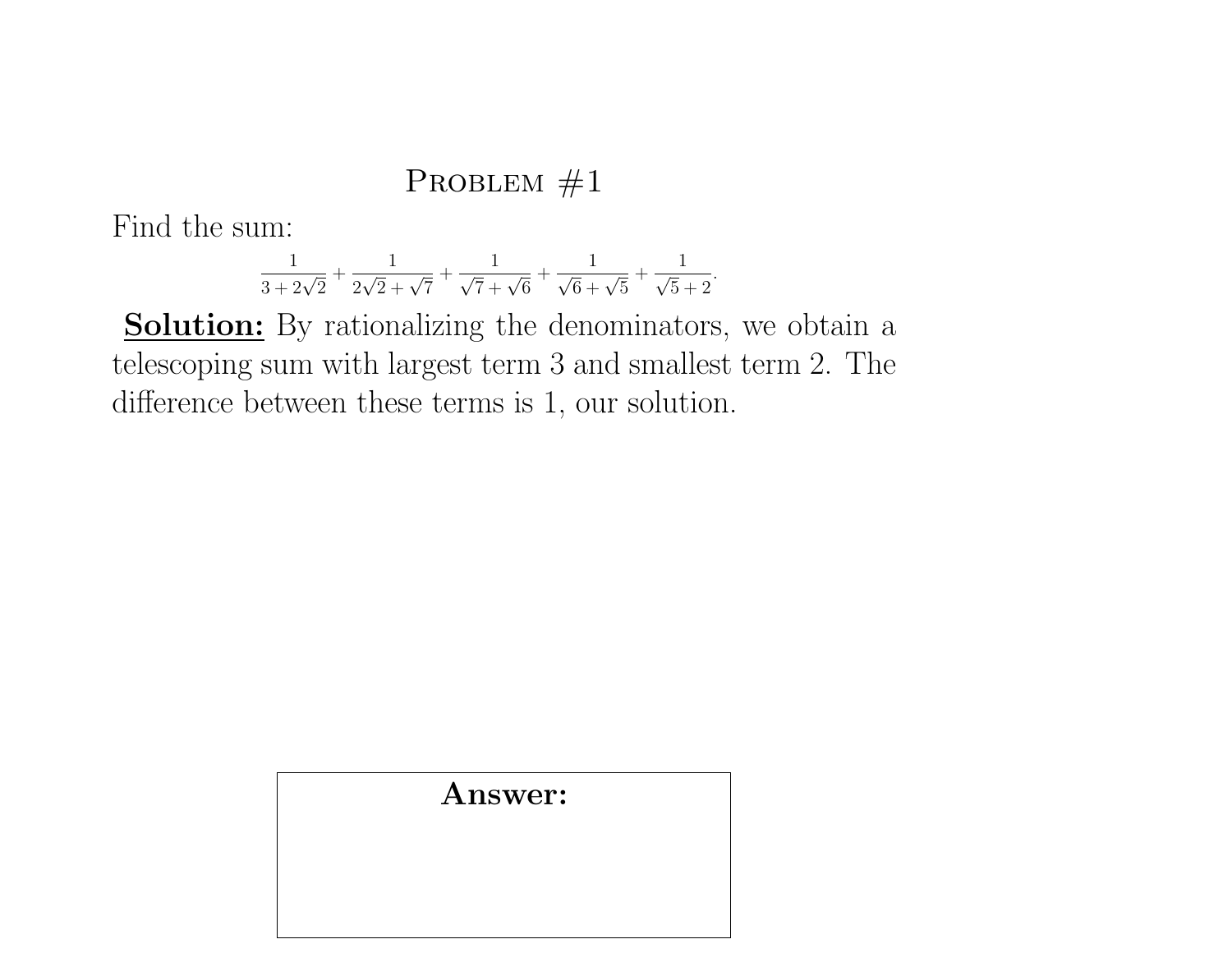## Problem #1

Find the sum:

$$\frac{1}{3+2\sqrt{2}}+\frac{1}{2\sqrt{2}+\sqrt{7}}+\frac{1}{\sqrt{7}+\sqrt{6}}+\frac{1}{\sqrt{6}+\sqrt{5}}+\frac{1}{\sqrt{5}+2}.$$

**Solution:** By rationalizing the denominators, we obtain a telescoping sum with largest term 3 and smallest term 2. The difference between these terms is 1, our solution.

**Answer:**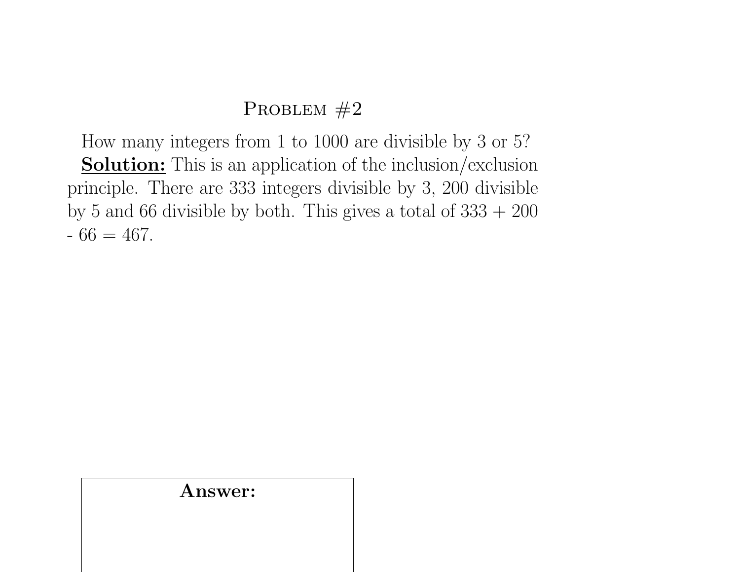## Problem #2

How many integers from 1 to 1000 are divisible by 3 or 5?

**Solution:** This is an application of the inclusion/exclusion principle. There are 333 integers divisible by 3, 200 divisible by 5 and 66 divisible by both. This gives a total of $333 + 200 - 66 = 467$.

**Answer:**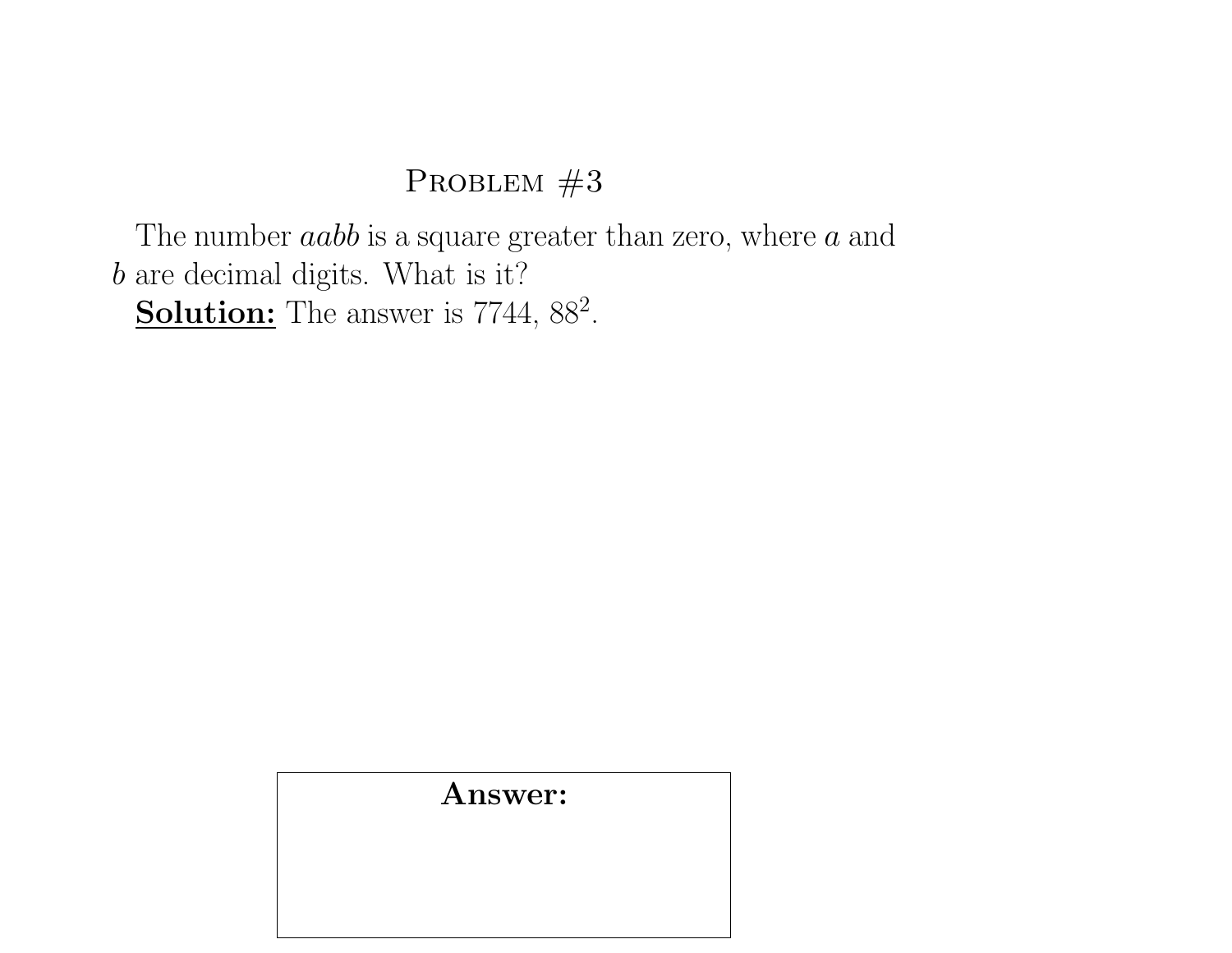## Problem #3

The number $aabb$ is a square greater than zero, where $a$ and $b$ are decimal digits. What is it?

**Solution:** The answer is 7744, $88^2$.

**Answer:**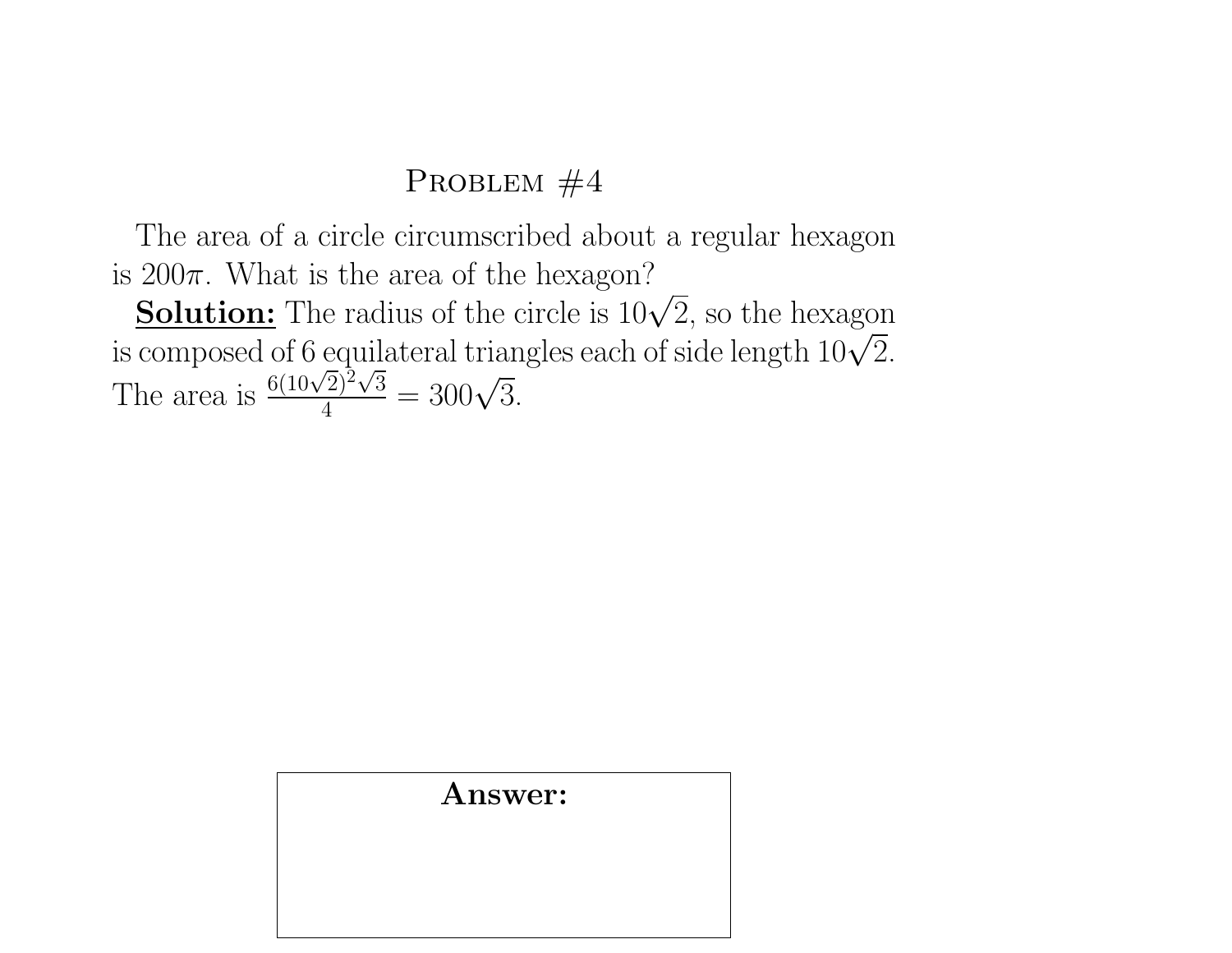# Problem #4

The area of a circle circumscribed about a regular hexagon is $200\pi$. What is the area of the hexagon?

**Solution:** The radius of the circle is $10\sqrt{2}$, so the hexagon is composed of 6 equilateral triangles each of side length $10\sqrt{2}$. The area is $\frac{6(10\sqrt{2})^2\sqrt{3}}{4} = 300\sqrt{3}$.

**Answer:**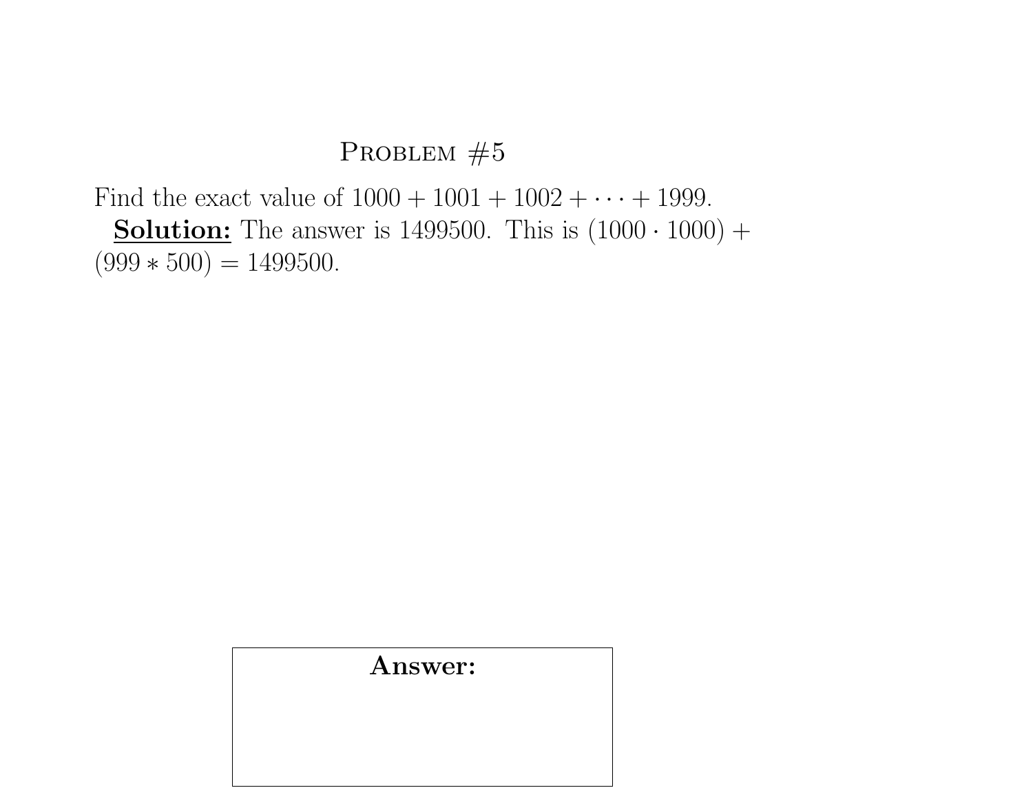## Problem #5

Find the exact value of $1000 + 1001 + 1002 + \cdots + 1999$.

**Solution:** The answer is 1499500. This is $(1000 \cdot 1000) + (999 * 500) = 1499500$.

**Answer:**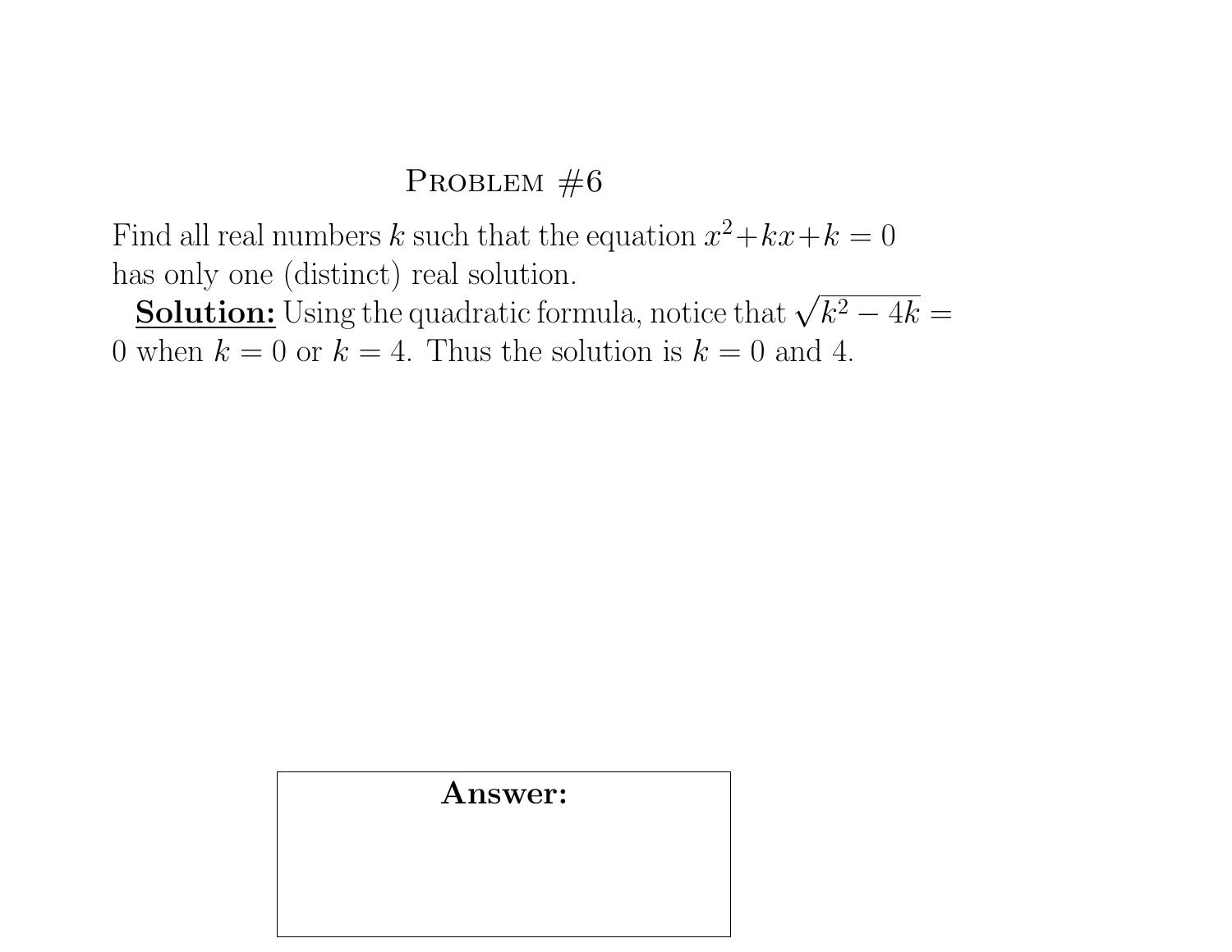# Problem #6

Find all real numbers $k$ such that the equation $x^2+kx+k=0$ has only one (distinct) real solution.

**Solution:** Using the quadratic formula, notice that $\sqrt{k^2-4k}=0$ when $k=0$ or $k=4$. Thus the solution is $k=0$ and 4.

**Answer:**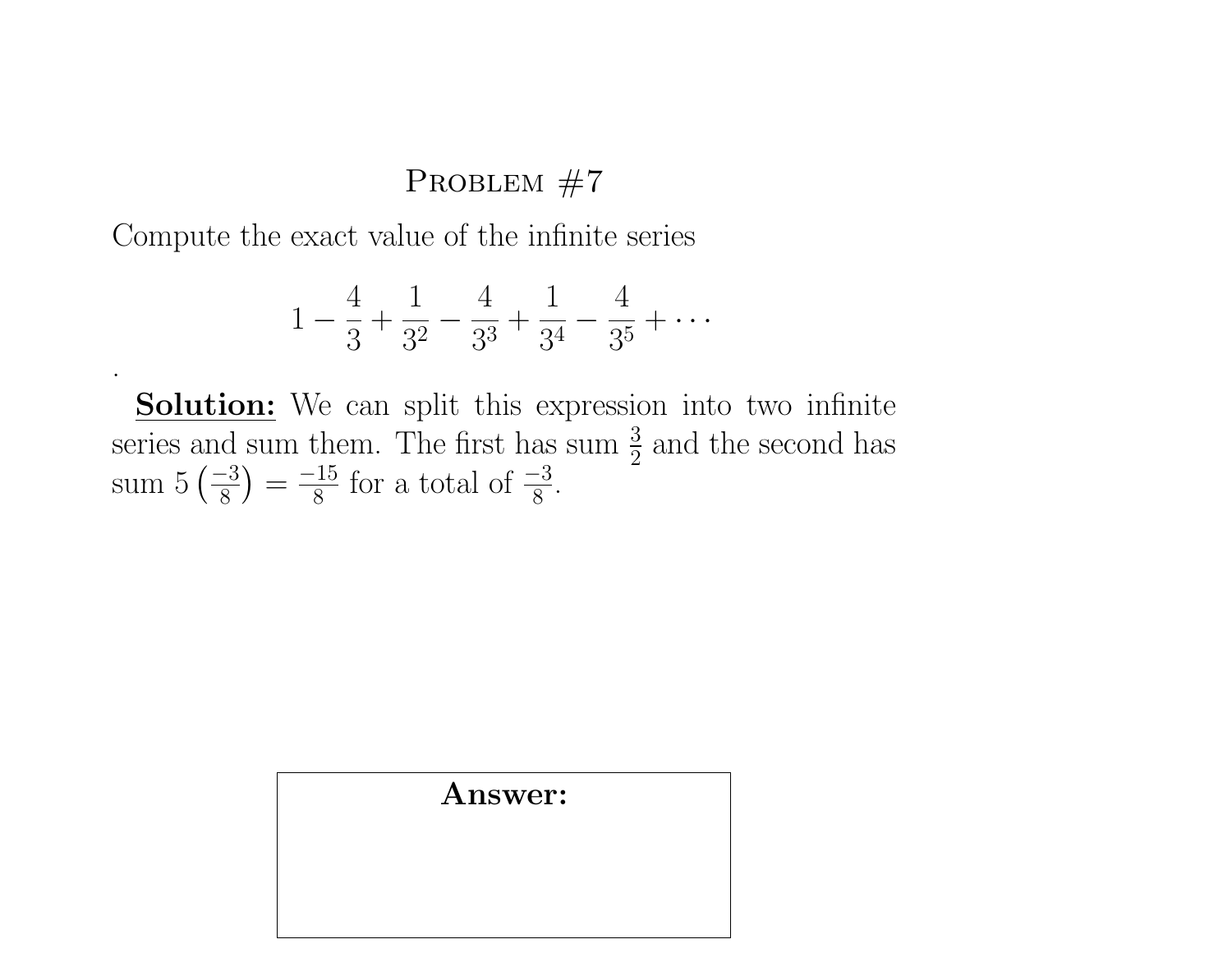## Problem #7

Compute the exact value of the infinite series

$$1 - \frac{4}{3} + \frac{1}{3^2} - \frac{4}{3^3} + \frac{1}{3^4} - \frac{4}{3^5} + \cdots$$

.

**Solution:** We can split this expression into two infinite series and sum them. The first has sum $\frac{3}{2}$ and the second has sum $5\left(\frac{-3}{8}\right) = \frac{-15}{8}$ for a total of $\frac{-3}{8}$.

**Answer:**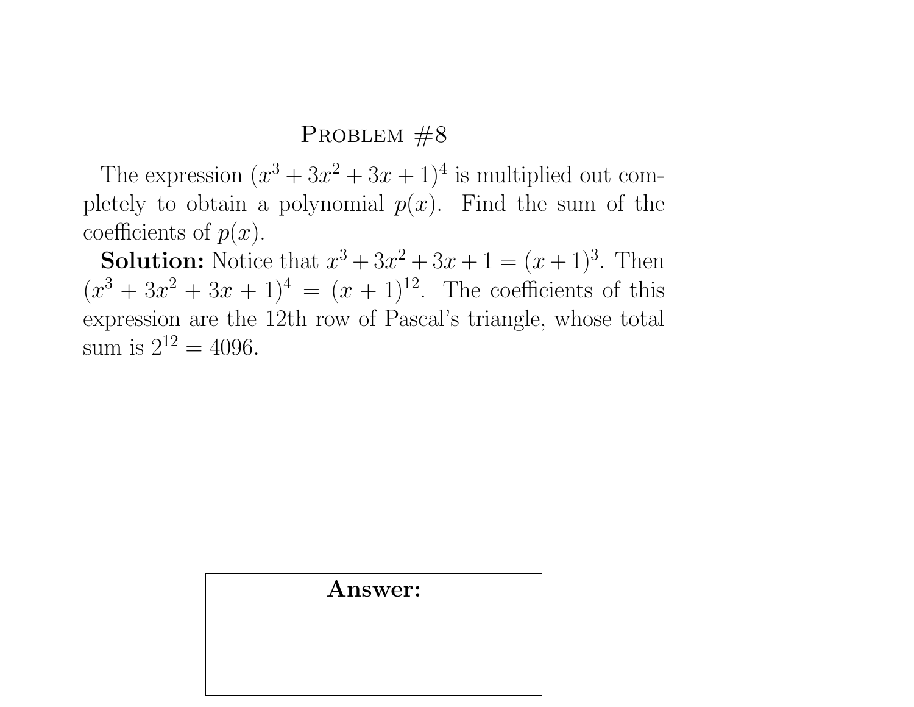# Problem #8

The expression $(x^3 + 3x^2 + 3x + 1)^4$ is multiplied out completely to obtain a polynomial $p(x)$. Find the sum of the coefficients of $p(x)$.

**Solution:** Notice that $x^3 + 3x^2 + 3x + 1 = (x + 1)^3$. Then $(x^3 + 3x^2 + 3x + 1)^4 = (x + 1)^{12}$. The coefficients of this expression are the 12th row of Pascal's triangle, whose total sum is $2^{12} = 4096$.

**Answer:**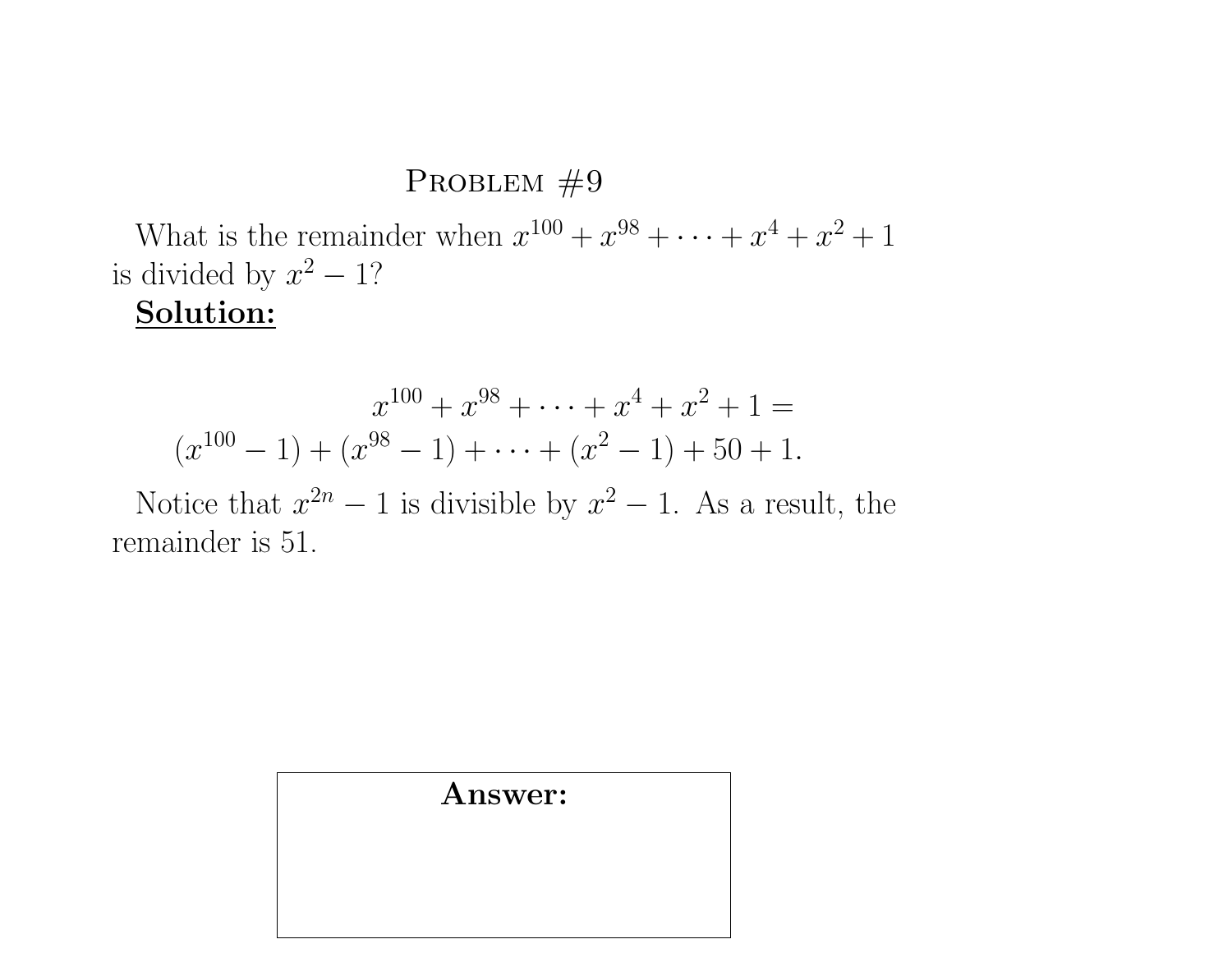## Problem #9

What is the remainder when $x^{100} + x^{98} + \cdots + x^4 + x^2 + 1$ is divided by $x^2 - 1$?

**Solution:**

$$x^{100} + x^{98} + \cdots + x^4 + x^2 + 1 =$$
$$(x^{100} - 1) + (x^{98} - 1) + \cdots + (x^2 - 1) + 50 + 1.$$

Notice that $x^{2n} - 1$ is divisible by $x^2 - 1$. As a result, the remainder is 51.

**Answer:**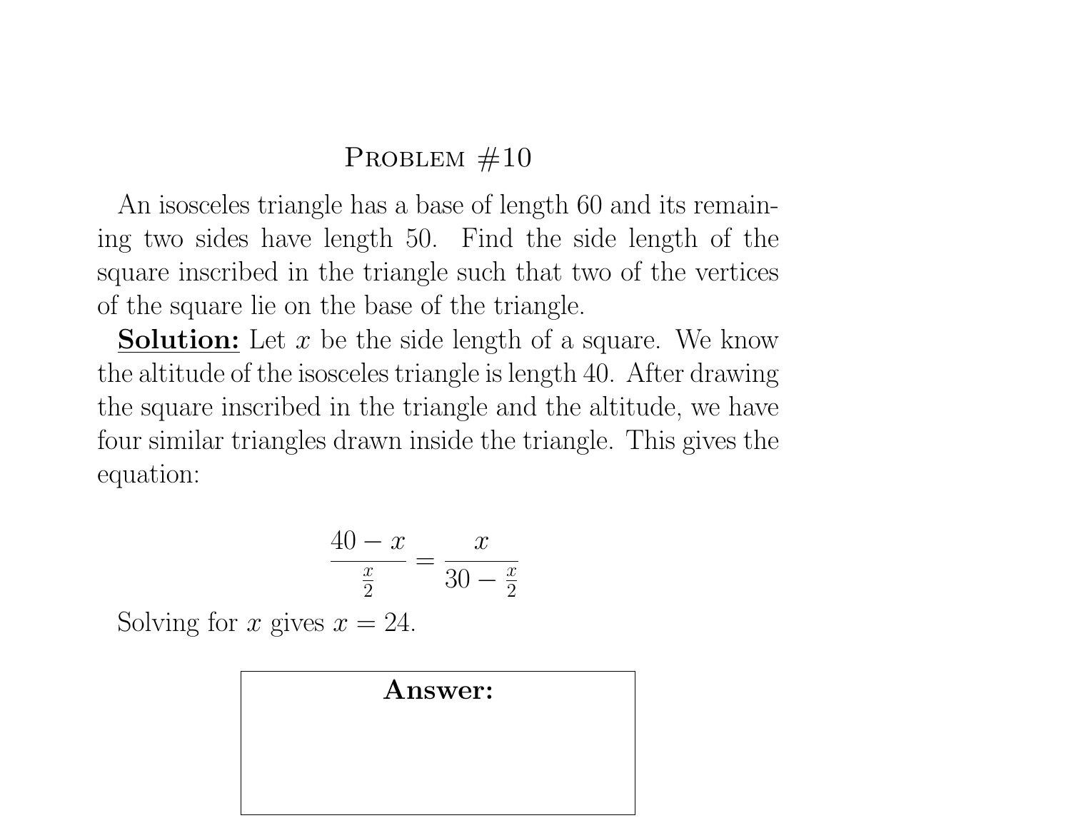## Problem #10

An isosceles triangle has a base of length 60 and its remaining two sides have length 50. Find the side length of the square inscribed in the triangle such that two of the vertices of the square lie on the base of the triangle.

**Solution:** Let $x$ be the side length of a square. We know the altitude of the isosceles triangle is length 40. After drawing the square inscribed in the triangle and the altitude, we have four similar triangles drawn inside the triangle. This gives the equation:

$$\frac{40 - x}{\frac{x}{2}} = \frac{x}{30 - \frac{x}{2}}$$

Solving for $x$ gives $x = 24$.

**Answer:**